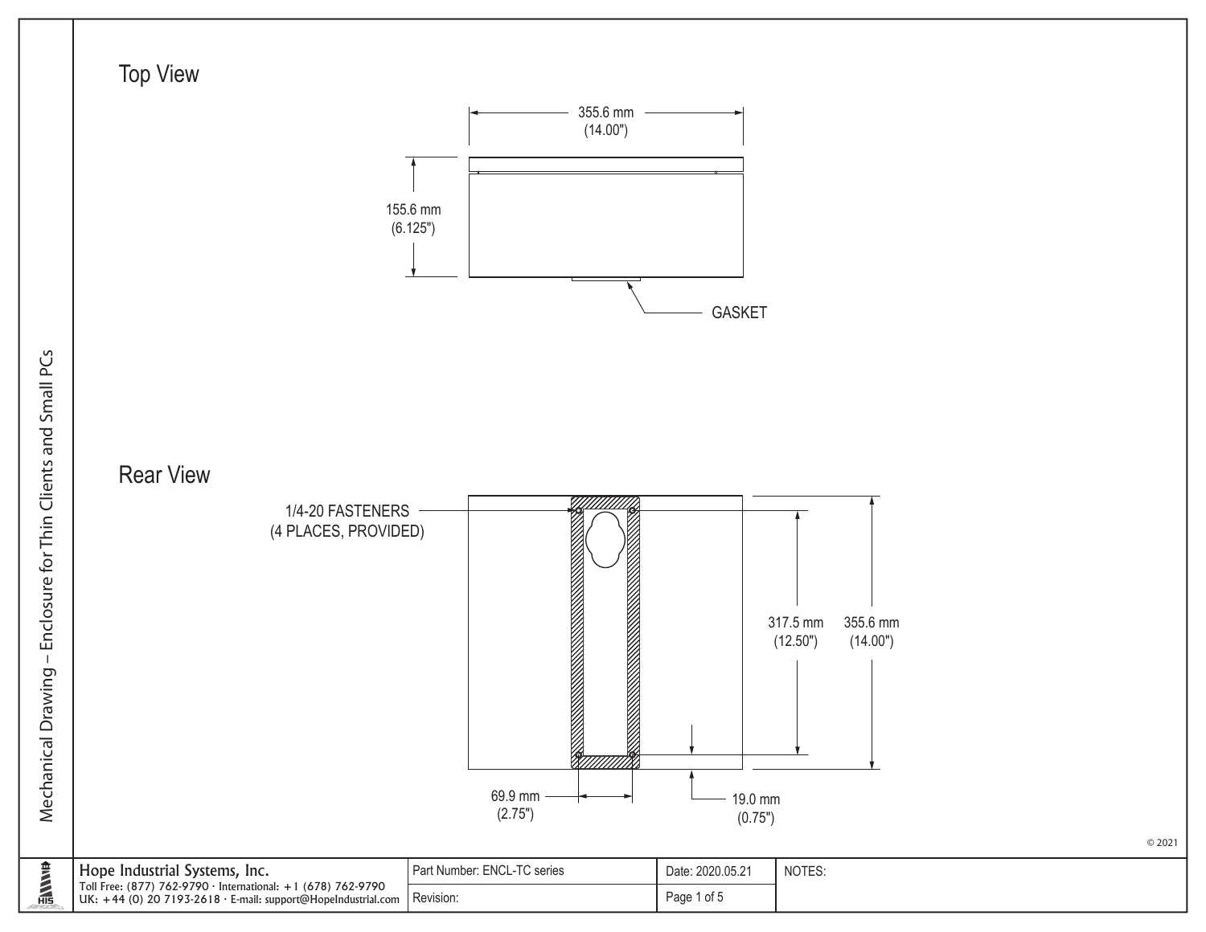# Mechanical Drawing – Enclosure for Thin Clients and Small PCs

## Top View

355.6 mm (14.00")

155.6 mm (6.125")

GASKET

## Rear View

1/4-20 FASTENERS (4 PLACES, PROVIDED)

317.5 mm (12.50")

355.6 mm (14.00")

69.9 mm (2.75")

19.0 mm (0.75")

© 2021

| Hope Industrial Systems, Inc. Toll Free: (877) 762-9790 · International: +1 (678) 762-9790 UK: +44 (0) 20 7193-2618 · E-mail: support@HopeIndustrial.com | Part Number: ENCL-TC series | Date: 2020.05.21 | NOTES: |
| --- | --- | --- | --- |
| | Revision: | Page 1 of 5 | |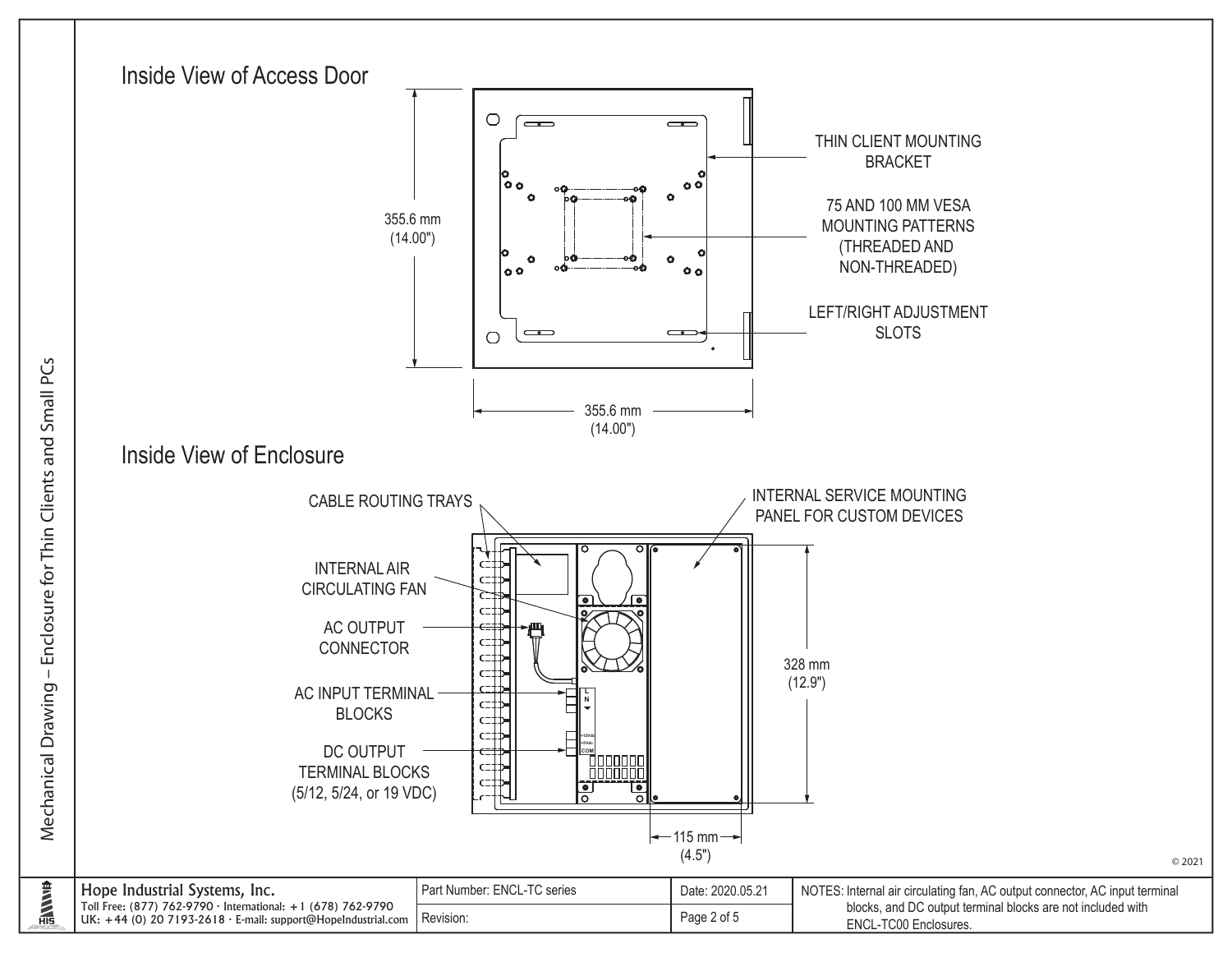## Inside View of Access Door

355.6 mm (14.00")

355.6 mm (14.00")

THIN CLIENT MOUNTING BRACKET

75 AND 100 MM VESA MOUNTING PATTERNS (THREADED AND NON-THREADED)

LEFT/RIGHT ADJUSTMENT SLOTS

## Inside View of Enclosure

CABLE ROUTING TRAYS

INTERNAL SERVICE MOUNTING PANEL FOR CUSTOM DEVICES

INTERNAL AIR CIRCULATING FAN

AC OUTPUT CONNECTOR

AC INPUT TERMINAL BLOCKS

DC OUTPUT TERMINAL BLOCKS (5/12, 5/24, or 19 VDC)

328 mm (12.9")

115 mm (4.5")

© 2021

Mechanical Drawing – Enclosure for Thin Clients and Small PCs

| Hope Industrial Systems, Inc. Toll Free: (877) 762-9790 · International: +1 (678) 762-9790 UK: +44 (0) 20 7193-2618 · E-mail: support@HopeIndustrial.com | Part Number: ENCL-TC series | Date: 2020.05.21 | NOTES: Internal air circulating fan, AC output connector, AC input terminal blocks, and DC output terminal blocks are not included with ENCL-TC00 Enclosures. |
|---|---|---|---|
| | Revision: | Page 2 of 5 | |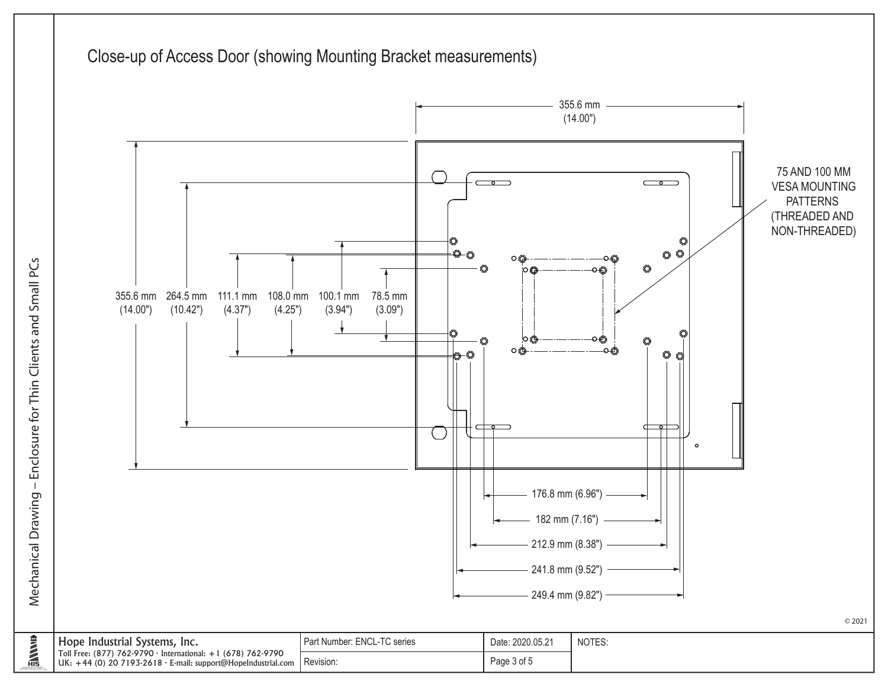# Close-up of Access Door (showing Mounting Bracket measurements)

355.6 mm (14.00")

355.6 mm (14.00")

264.5 mm (10.42")

111.1 mm (4.37")

108.0 mm (4.25")

100.1 mm (3.94")

78.5 mm (3.09")

75 AND 100 MM VESA MOUNTING PATTERNS (THREADED AND NON-THREADED)

176.8 mm (6.96")

182 mm (7.16")

212.9 mm (8.38")

241.8 mm (9.52")

249.4 mm (9.82")

© 2021

Mechanical Drawing – Enclosure for Thin Clients and Small PCs

| Hope Industrial Systems, Inc. Toll Free: (877) 762-9790 · International: +1 (678) 762-9790 UK: +44 (0) 20 7193-2618 · E-mail: support@HopeIndustrial.com | Part Number: ENCL-TC series | Date: 2020.05.21 | NOTES: |
| --- | --- | --- | --- |
| | Revision: | Page 3 of 5 | |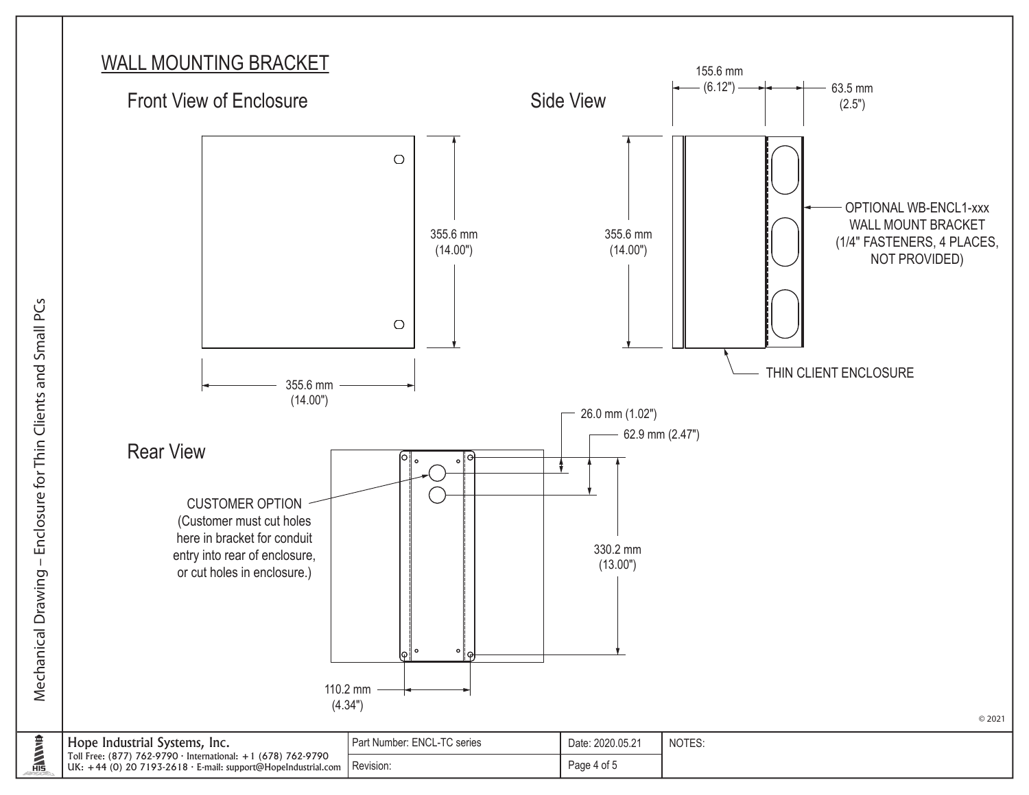## WALL MOUNTING BRACKET

### Front View of Enclosure

355.6 mm (14.00")

355.6 mm (14.00")

### Side View

155.6 mm (6.12")

63.5 mm (2.5")

355.6 mm (14.00")

OPTIONAL WB-ENCL1-xxx WALL MOUNT BRACKET (1/4" FASTENERS, 4 PLACES, NOT PROVIDED)

THIN CLIENT ENCLOSURE

### Rear View

CUSTOMER OPTION (Customer must cut holes here in bracket for conduit entry into rear of enclosure, or cut holes in enclosure.)

26.0 mm (1.02")

62.9 mm (2.47")

330.2 mm (13.00")

110.2 mm (4.34")

© 2021

Mechanical Drawing – Enclosure for Thin Clients and Small PCs

| Hope Industrial Systems, Inc. Toll Free: (877) 762-9790 · International: +1 (678) 762-9790 UK: +44 (0) 20 7193-2618 · E-mail: support@HopeIndustrial.com | Part Number: ENCL-TC series | Date: 2020.05.21 | NOTES: |
|---|---|---|---|
| | Revision: | Page 4 of 5 | |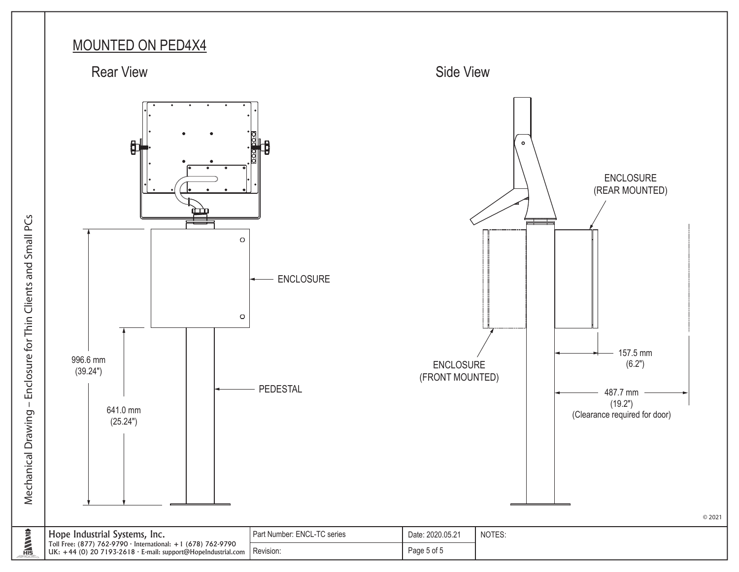## MOUNTED ON PED4X4

### Rear View

ENCLOSURE

PEDESTAL

996.6 mm
(39.24")

641.0 mm
(25.24")

### Side View

ENCLOSURE
(REAR MOUNTED)

ENCLOSURE
(FRONT MOUNTED)

157.5 mm
(6.2")

487.7 mm
(19.2")
(Clearance required for door)

© 2021

Mechanical Drawing – Enclosure for Thin Clients and Small PCs

| | | | |
|---|---|---|---|
| **Hope Industrial Systems, Inc.** Toll Free: (877) 762-9790 · International: +1 (678) 762-9790 UK: +44 (0) 20 7193-2618 · E-mail: support@HopeIndustrial.com | Part Number: ENCL-TC series | Date: 2020.05.21 | NOTES: |
| | Revision: | Page 5 of 5 | |